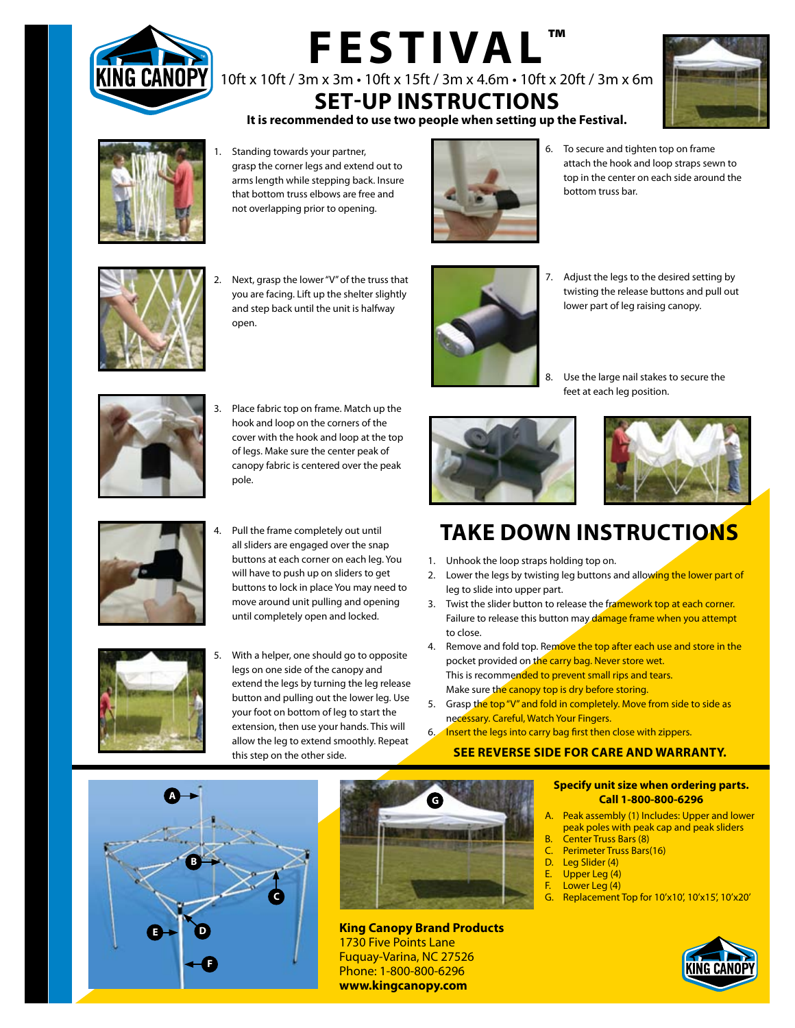# FESTIVAL™

10ft x 10ft / 3m x 3m • 10ft x 15ft / 3m x 4.6m • 10ft x 20ft / 3m x 6m

## SET-UP INSTRUCTIONS

**It is recommended to use two people when setting up the Festival.**

1. Standing towards your partner, grasp the corner legs and extend out to arms length while stepping back. Insure that bottom truss elbows are free and not overlapping prior to opening.
2. Next, grasp the lower "V" of the truss that you are facing. Lift up the shelter slightly and step back until the unit is halfway open.
3. Place fabric top on frame. Match up the hook and loop on the corners of the cover with the hook and loop at the top of legs. Make sure the center peak of canopy fabric is centered over the peak pole.
4. Pull the frame completely out until all sliders are engaged over the snap buttons at each corner on each leg. You will have to push up on sliders to get buttons to lock in place You may need to move around unit pulling and opening until completely open and locked.
5. With a helper, one should go to opposite legs on one side of the canopy and extend the legs by turning the leg release button and pulling out the lower leg. Use your foot on bottom of leg to start the extension, then use your hands. This will allow the leg to extend smoothly. Repeat this step on the other side.
6. To secure and tighten top on frame attach the hook and loop straps sewn to top in the center on each side around the bottom truss bar.
7. Adjust the legs to the desired setting by twisting the release buttons and pull out lower part of leg raising canopy.
8. Use the large nail stakes to secure the feet at each leg position.

## TAKE DOWN INSTRUCTIONS

1. Unhook the loop straps holding top on.
2. Lower the legs by twisting leg buttons and allowing the lower part of leg to slide into upper part.
3. Twist the slider button to release the framework top at each corner. Failure to release this button may damage frame when you attempt to close.
4. Remove and fold top. Remove the top after each use and store in the pocket provided on the carry bag. Never store wet. This is recommended to prevent small rips and tears. Make sure the canopy top is dry before storing.
5. Grasp the top "V" and fold in completely. Move from side to side as necessary. Careful, Watch Your Fingers.
6. Insert the legs into carry bag first then close with zippers.

**SEE REVERSE SIDE FOR CARE AND WARRANTY.**

**Specify unit size when ordering parts. Call 1-800-800-6296**

A. Peak assembly (1) Includes: Upper and lower peak poles with peak cap and peak sliders
B. Center Truss Bars (8)
C. Perimeter Truss Bars(16)
D. Leg Slider (4)
E. Upper Leg (4)
F. Lower Leg (4)
G. Replacement Top for 10'x10', 10'x15', 10'x20'

**King Canopy Brand Products**
1730 Five Points Lane
Fuquay-Varina, NC 27526
Phone: 1-800-800-6296
**www.kingcanopy.com**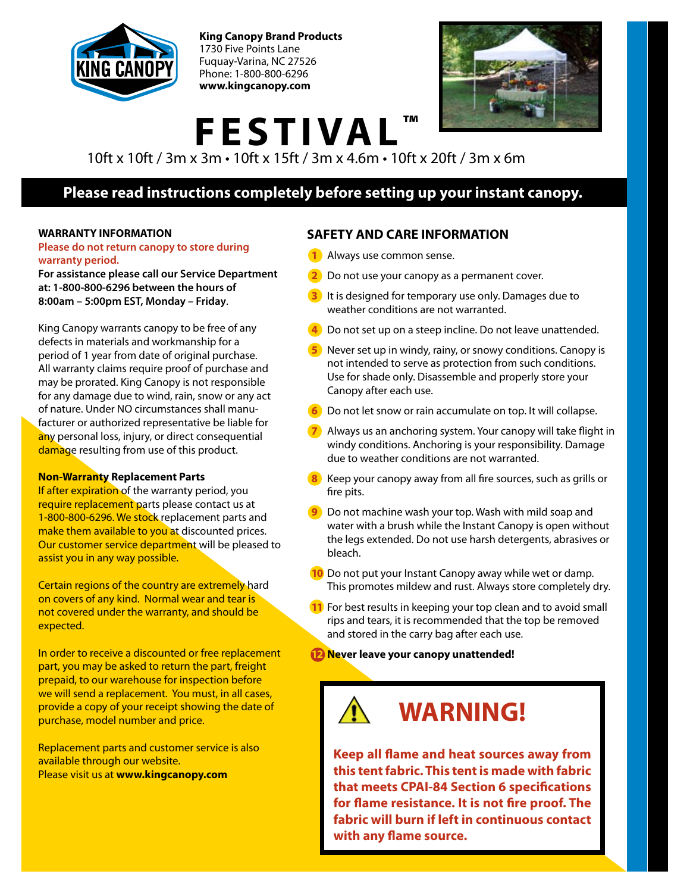**King Canopy Brand Products**
1730 Five Points Lane
Fuquay-Varina, NC 27526
Phone: 1-800-800-6296
**www.kingcanopy.com**

# FESTIVAL™

10ft x 10ft / 3m x 3m • 10ft x 15ft / 3m x 4.6m • 10ft x 20ft / 3m x 6m

## Please read instructions completely before setting up your instant canopy.

### WARRANTY INFORMATION

**Please do not return canopy to store during warranty period.**

**For assistance please call our Service Department at: 1-800-800-6296 between the hours of 8:00am – 5:00pm EST, Monday – Friday**.

King Canopy warrants canopy to be free of any defects in materials and workmanship for a period of 1 year from date of original purchase. All warranty claims require proof of purchase and may be prorated. King Canopy is not responsible for any damage due to wind, rain, snow or any act of nature. Under NO circumstances shall manufacturer or authorized representative be liable for any personal loss, injury, or direct consequential damage resulting from use of this product.

**Non-Warranty Replacement Parts**

If after expiration of the warranty period, you require replacement parts please contact us at 1-800-800-6296. We stock replacement parts and make them available to you at discounted prices. Our customer service department will be pleased to assist you in any way possible.

Certain regions of the country are extremely hard on covers of any kind. Normal wear and tear is not covered under the warranty, and should be expected.

In order to receive a discounted or free replacement part, you may be asked to return the part, freight prepaid, to our warehouse for inspection before we will send a replacement. You must, in all cases, provide a copy of your receipt showing the date of purchase, model number and price.

Replacement parts and customer service is also available through our website.
Please visit us at **www.kingcanopy.com**

### SAFETY AND CARE INFORMATION

1. Always use common sense.
2. Do not use your canopy as a permanent cover.
3. It is designed for temporary use only. Damages due to weather conditions are not warranted.
4. Do not set up on a steep incline. Do not leave unattended.
5. Never set up in windy, rainy, or snowy conditions. Canopy is not intended to serve as protection from such conditions. Use for shade only. Disassemble and properly store your Canopy after each use.
6. Do not let snow or rain accumulate on top. It will collapse.
7. Always us an anchoring system. Your canopy will take flight in windy conditions. Anchoring is your responsibility. Damage due to weather conditions are not warranted.
8. Keep your canopy away from all fire sources, such as grills or fire pits.
9. Do not machine wash your top. Wash with mild soap and water with a brush while the Instant Canopy is open without the legs extended. Do not use harsh detergents, abrasives or bleach.
10. Do not put your Instant Canopy away while wet or damp. This promotes mildew and rust. Always store completely dry.
11. For best results in keeping your top clean and to avoid small rips and tears, it is recommended that the top be removed and stored in the carry bag after each use.
12. **Never leave your canopy unattended!**

## WARNING!

**Keep all flame and heat sources away from this tent fabric. This tent is made with fabric that meets CPAI-84 Section 6 specifications for flame resistance. It is not fire proof. The fabric will burn if left in continuous contact with any flame source.**